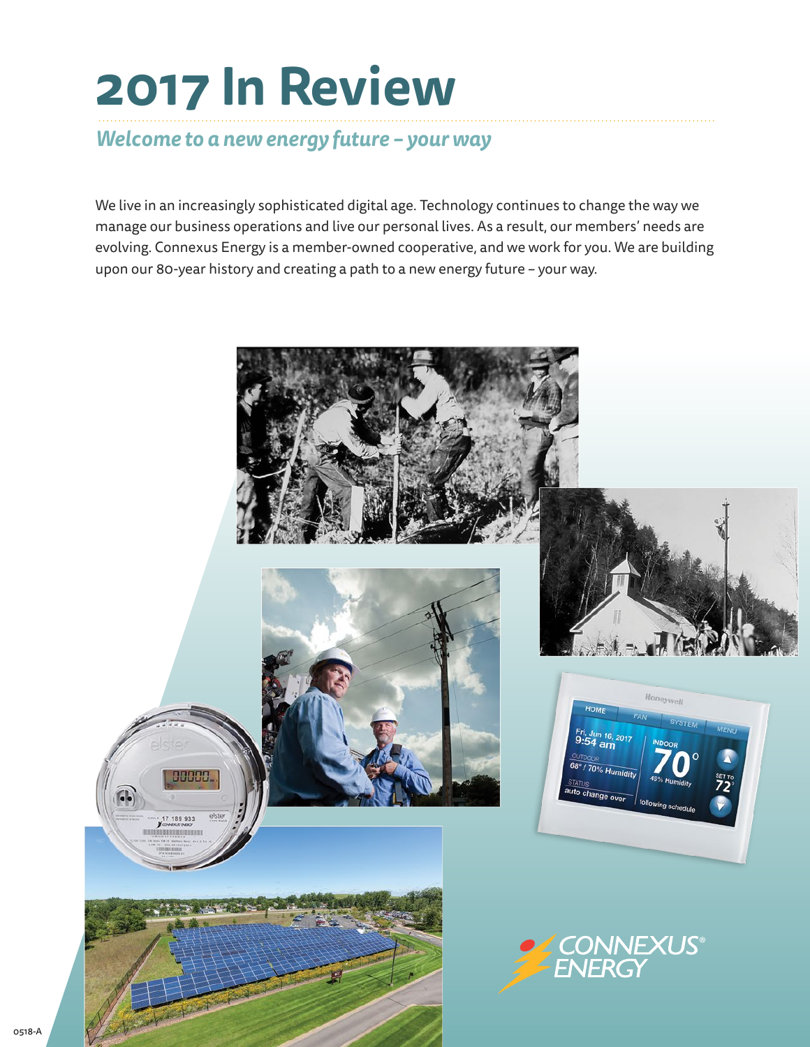# 2017 In Review

## *Welcome to a new energy future – your way*

We live in an increasingly sophisticated digital age. Technology continues to change the way we manage our business operations and live our personal lives. As a result, our members' needs are evolving. Connexus Energy is a member-owned cooperative, and we work for you. We are building upon our 80-year history and creating a path to a new energy future – your way.

CONNEXUS® ENERGY

0518-A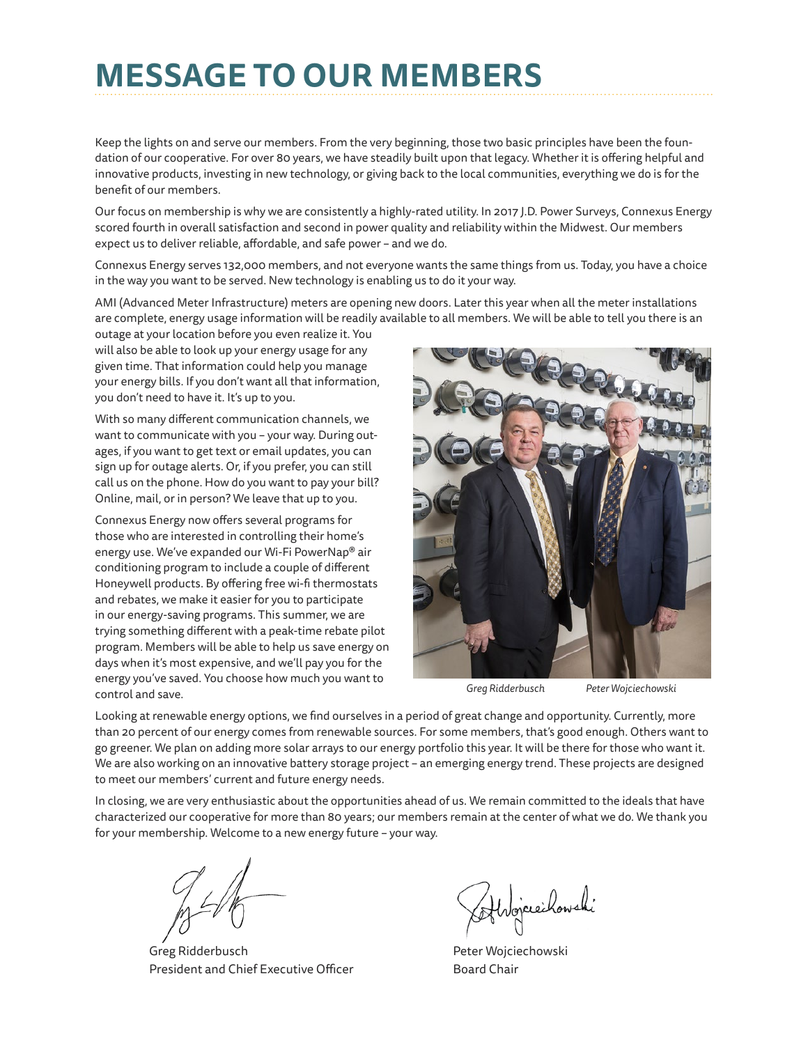# MESSAGE TO OUR MEMBERS

Keep the lights on and serve our members. From the very beginning, those two basic principles have been the foundation of our cooperative. For over 80 years, we have steadily built upon that legacy. Whether it is offering helpful and innovative products, investing in new technology, or giving back to the local communities, everything we do is for the benefit of our members.

Our focus on membership is why we are consistently a highly-rated utility. In 2017 J.D. Power Surveys, Connexus Energy scored fourth in overall satisfaction and second in power quality and reliability within the Midwest. Our members expect us to deliver reliable, affordable, and safe power – and we do.

Connexus Energy serves 132,000 members, and not everyone wants the same things from us. Today, you have a choice in the way you want to be served. New technology is enabling us to do it your way.

AMI (Advanced Meter Infrastructure) meters are opening new doors. Later this year when all the meter installations are complete, energy usage information will be readily available to all members. We will be able to tell you there is an outage at your location before you even realize it. You will also be able to look up your energy usage for any given time. That information could help you manage your energy bills. If you don't want all that information, you don't need to have it. It's up to you.

With so many different communication channels, we want to communicate with you – your way. During outages, if you want to get text or email updates, you can sign up for outage alerts. Or, if you prefer, you can still call us on the phone. How do you want to pay your bill? Online, mail, or in person? We leave that up to you.

Connexus Energy now offers several programs for those who are interested in controlling their home's energy use. We've expanded our Wi-Fi PowerNap® air conditioning program to include a couple of different Honeywell products. By offering free wi-fi thermostats and rebates, we make it easier for you to participate in our energy-saving programs. This summer, we are trying something different with a peak-time rebate pilot program. Members will be able to help us save energy on days when it's most expensive, and we'll pay you for the energy you've saved. You choose how much you want to control and save.

*Greg Ridderbusch* *Peter Wojciechowski*

Looking at renewable energy options, we find ourselves in a period of great change and opportunity. Currently, more than 20 percent of our energy comes from renewable sources. For some members, that's good enough. Others want to go greener. We plan on adding more solar arrays to our energy portfolio this year. It will be there for those who want it. We are also working on an innovative battery storage project – an emerging energy trend. These projects are designed to meet our members' current and future energy needs.

In closing, we are very enthusiastic about the opportunities ahead of us. We remain committed to the ideals that have characterized our cooperative for more than 80 years; our members remain at the center of what we do. We thank you for your membership. Welcome to a new energy future – your way.

Greg Ridderbusch
President and Chief Executive Officer

Peter Wojciechowski
Board Chair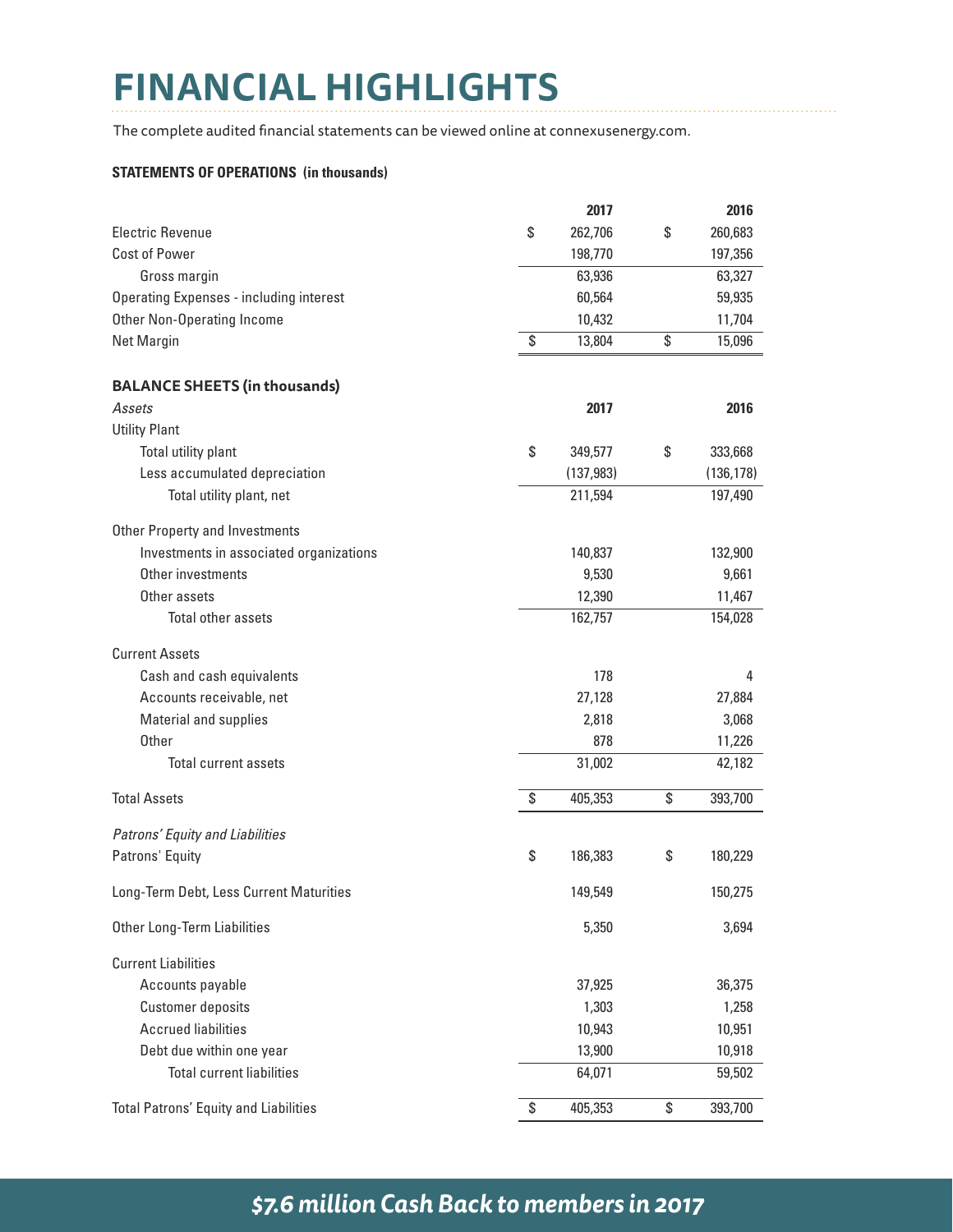# FINANCIAL HIGHLIGHTS

The complete audited financial statements can be viewed online at connexusenergy.com.

**STATEMENTS OF OPERATIONS (in thousands)**

| | 2017 | 2016 |
|---|---|---|
| Electric Revenue | $ 262,706 | $ 260,683 |
| Cost of Power | 198,770 | 197,356 |
| Gross margin | 63,936 | 63,327 |
| Operating Expenses - including interest | 60,564 | 59,935 |
| Other Non-Operating Income | 10,432 | 11,704 |
| Net Margin | $ 13,804 | $ 15,096 |

**BALANCE SHEETS (in thousands)**

| *Assets* | 2017 | 2016 |
|---|---|---|
| Utility Plant | | |
| Total utility plant | $ 349,577 | $ 333,668 |
| Less accumulated depreciation | (137,983) | (136,178) |
| Total utility plant, net | 211,594 | 197,490 |
| Other Property and Investments | | |
| Investments in associated organizations | 140,837 | 132,900 |
| Other investments | 9,530 | 9,661 |
| Other assets | 12,390 | 11,467 |
| Total other assets | 162,757 | 154,028 |
| Current Assets | | |
| Cash and cash equivalents | 178 | 4 |
| Accounts receivable, net | 27,128 | 27,884 |
| Material and supplies | 2,818 | 3,068 |
| Other | 878 | 11,226 |
| Total current assets | 31,002 | 42,182 |
| Total Assets | $ 405,353 | $ 393,700 |
| *Patrons' Equity and Liabilities* | | |
| Patrons' Equity | $ 186,383 | $ 180,229 |
| Long-Term Debt, Less Current Maturities | 149,549 | 150,275 |
| Other Long-Term Liabilities | 5,350 | 3,694 |
| Current Liabilities | | |
| Accounts payable | 37,925 | 36,375 |
| Customer deposits | 1,303 | 1,258 |
| Accrued liabilities | 10,943 | 10,951 |
| Debt due within one year | 13,900 | 10,918 |
| Total current liabilities | 64,071 | 59,502 |
| Total Patrons' Equity and Liabilities | $ 405,353 | $ 393,700 |

***$7.6 million Cash Back to members in 2017***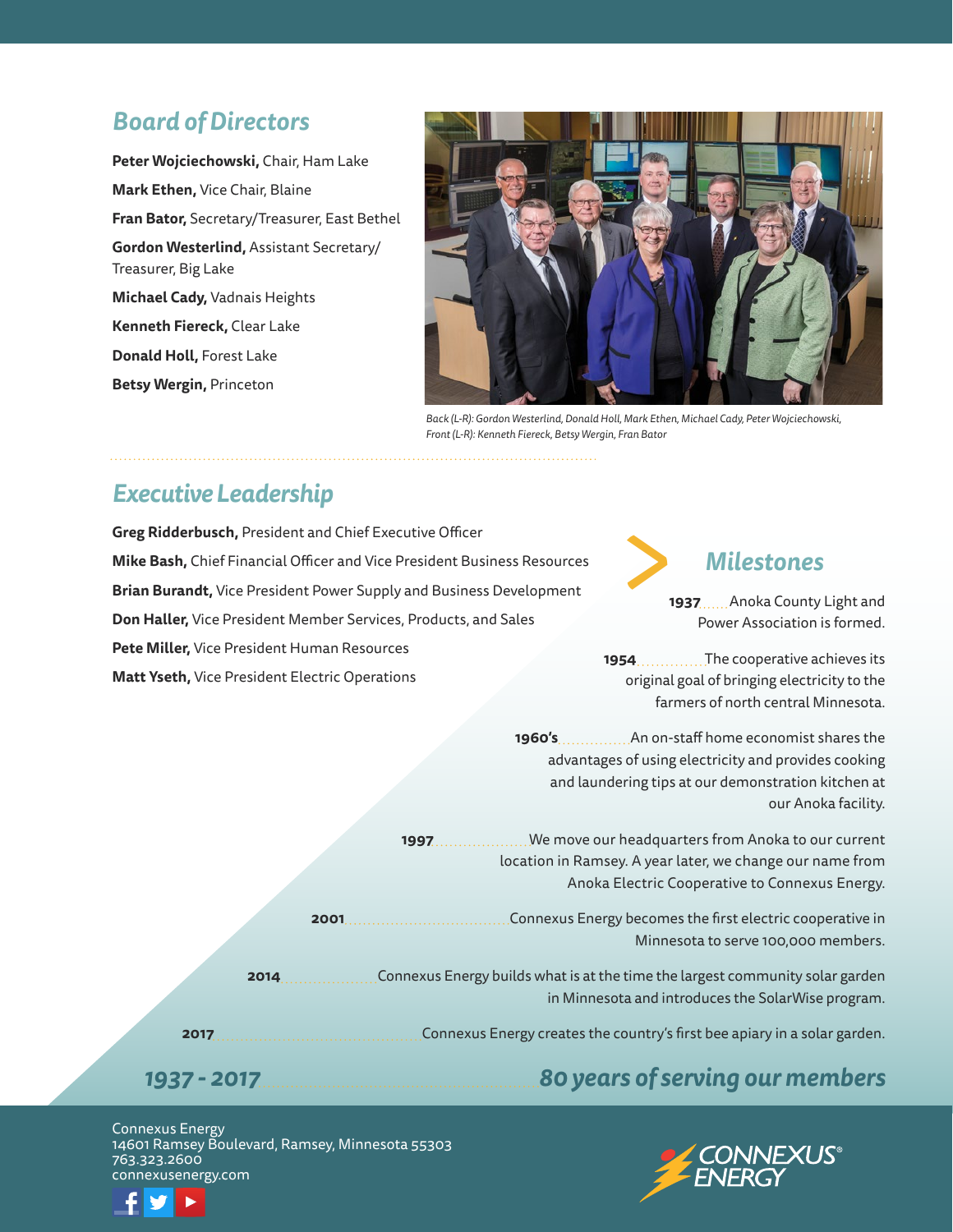## Board of Directors

**Peter Wojciechowski,** Chair, Ham Lake

**Mark Ethen,** Vice Chair, Blaine

**Fran Bator,** Secretary/Treasurer, East Bethel

**Gordon Westerlind,** Assistant Secretary/ Treasurer, Big Lake

**Michael Cady,** Vadnais Heights

**Kenneth Fiereck,** Clear Lake

**Donald Holl,** Forest Lake

**Betsy Wergin,** Princeton

*Back (L-R): Gordon Westerlind, Donald Holl, Mark Ethen, Michael Cady, Peter Wojciechowski, Front (L-R): Kenneth Fiereck, Betsy Wergin, Fran Bator*

## Executive Leadership

**Greg Ridderbusch,** President and Chief Executive Officer

**Mike Bash,** Chief Financial Officer and Vice President Business Resources

**Brian Burandt,** Vice President Power Supply and Business Development

**Don Haller,** Vice President Member Services, Products, and Sales

**Pete Miller,** Vice President Human Resources

**Matt Yseth,** Vice President Electric Operations

## Milestones

**1937** Anoka County Light and Power Association is formed.

**1954** The cooperative achieves its original goal of bringing electricity to the farmers of north central Minnesota.

**1960's** An on-staff home economist shares the advantages of using electricity and provides cooking and laundering tips at our demonstration kitchen at our Anoka facility.

**1997** We move our headquarters from Anoka to our current location in Ramsey. A year later, we change our name from Anoka Electric Cooperative to Connexus Energy.

**2001** Connexus Energy becomes the first electric cooperative in Minnesota to serve 100,000 members.

**2014** Connexus Energy builds what is at the time the largest community solar garden in Minnesota and introduces the SolarWise program.

**2017** Connexus Energy creates the country's first bee apiary in a solar garden.

***1937 - 2017*** ***80 years of serving our members***

Connexus Energy
14601 Ramsey Boulevard, Ramsey, Minnesota 55303
763.323.2600
connexusenergy.com

CONNEXUS® ENERGY